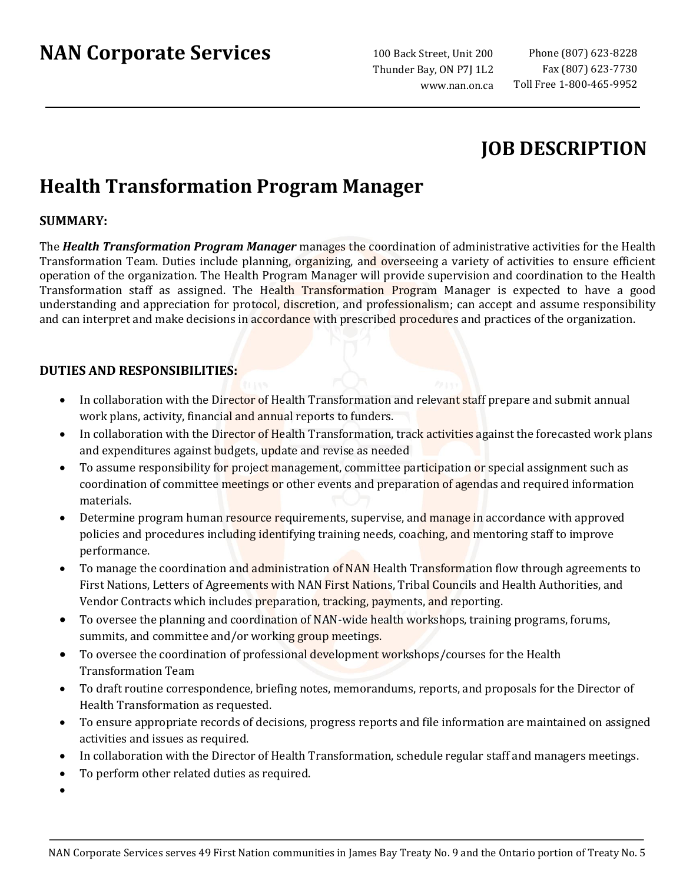# NAN Corporate Services

100 Back Street, Unit 200
Thunder Bay, ON P7J 1L2
www.nan.on.ca

Phone (807) 623-8228
Fax (807) 623-7730
Toll Free 1-800-465-9952

## JOB DESCRIPTION

## Health Transformation Program Manager

**SUMMARY:**

The ***Health Transformation Program Manager*** manages the coordination of administrative activities for the Health Transformation Team. Duties include planning, organizing, and overseeing a variety of activities to ensure efficient operation of the organization. The Health Program Manager will provide supervision and coordination to the Health Transformation staff as assigned. The Health Transformation Program Manager is expected to have a good understanding and appreciation for protocol, discretion, and professionalism; can accept and assume responsibility and can interpret and make decisions in accordance with prescribed procedures and practices of the organization.

**DUTIES AND RESPONSIBILITIES:**

- In collaboration with the Director of Health Transformation and relevant staff prepare and submit annual work plans, activity, financial and annual reports to funders.
- In collaboration with the Director of Health Transformation, track activities against the forecasted work plans and expenditures against budgets, update and revise as needed
- To assume responsibility for project management, committee participation or special assignment such as coordination of committee meetings or other events and preparation of agendas and required information materials.
- Determine program human resource requirements, supervise, and manage in accordance with approved policies and procedures including identifying training needs, coaching, and mentoring staff to improve performance.
- To manage the coordination and administration of NAN Health Transformation flow through agreements to First Nations, Letters of Agreements with NAN First Nations, Tribal Councils and Health Authorities, and Vendor Contracts which includes preparation, tracking, payments, and reporting.
- To oversee the planning and coordination of NAN-wide health workshops, training programs, forums, summits, and committee and/or working group meetings.
- To oversee the coordination of professional development workshops/courses for the Health Transformation Team
- To draft routine correspondence, briefing notes, memorandums, reports, and proposals for the Director of Health Transformation as requested.
- To ensure appropriate records of decisions, progress reports and file information are maintained on assigned activities and issues as required.
- In collaboration with the Director of Health Transformation, schedule regular staff and managers meetings.
- To perform other related duties as required.

NAN Corporate Services serves 49 First Nation communities in James Bay Treaty No. 9 and the Ontario portion of Treaty No. 5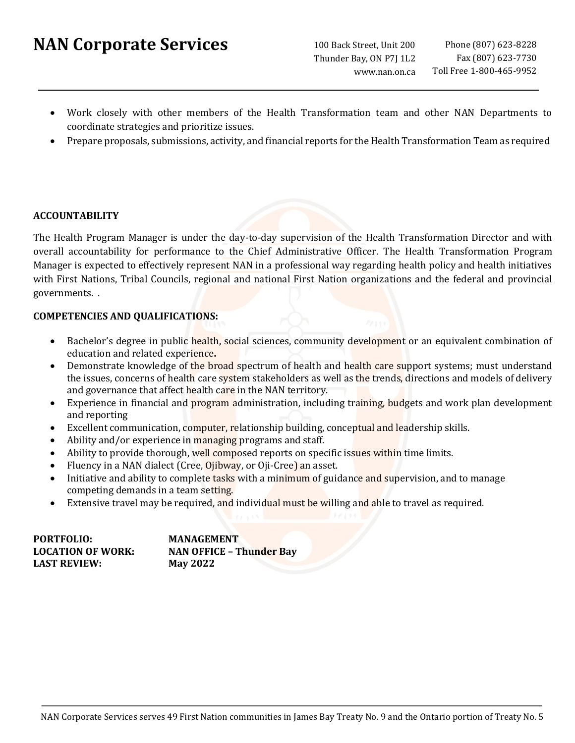- Work closely with other members of the Health Transformation team and other NAN Departments to coordinate strategies and prioritize issues.
- Prepare proposals, submissions, activity, and financial reports for the Health Transformation Team as required

**ACCOUNTABILITY**

The Health Program Manager is under the day-to-day supervision of the Health Transformation Director and with overall accountability for performance to the Chief Administrative Officer. The Health Transformation Program Manager is expected to effectively represent NAN in a professional way regarding health policy and health initiatives with First Nations, Tribal Councils, regional and national First Nation organizations and the federal and provincial governments. .

**COMPETENCIES AND QUALIFICATIONS:**

- Bachelor's degree in public health, social sciences, community development or an equivalent combination of education and related experience**.**
- Demonstrate knowledge of the broad spectrum of health and health care support systems; must understand the issues, concerns of health care system stakeholders as well as the trends, directions and models of delivery and governance that affect health care in the NAN territory.
- Experience in financial and program administration, including training, budgets and work plan development and reporting
- Excellent communication, computer, relationship building, conceptual and leadership skills.
- Ability and/or experience in managing programs and staff.
- Ability to provide thorough, well composed reports on specific issues within time limits.
- Fluency in a NAN dialect (Cree, Ojibway, or Oji-Cree) an asset.
- Initiative and ability to complete tasks with a minimum of guidance and supervision, and to manage competing demands in a team setting.
- Extensive travel may be required, and individual must be willing and able to travel as required.

**PORTFOLIO:** **MANAGEMENT**
**LOCATION OF WORK:** **NAN OFFICE – Thunder Bay**
**LAST REVIEW:** **May 2022**